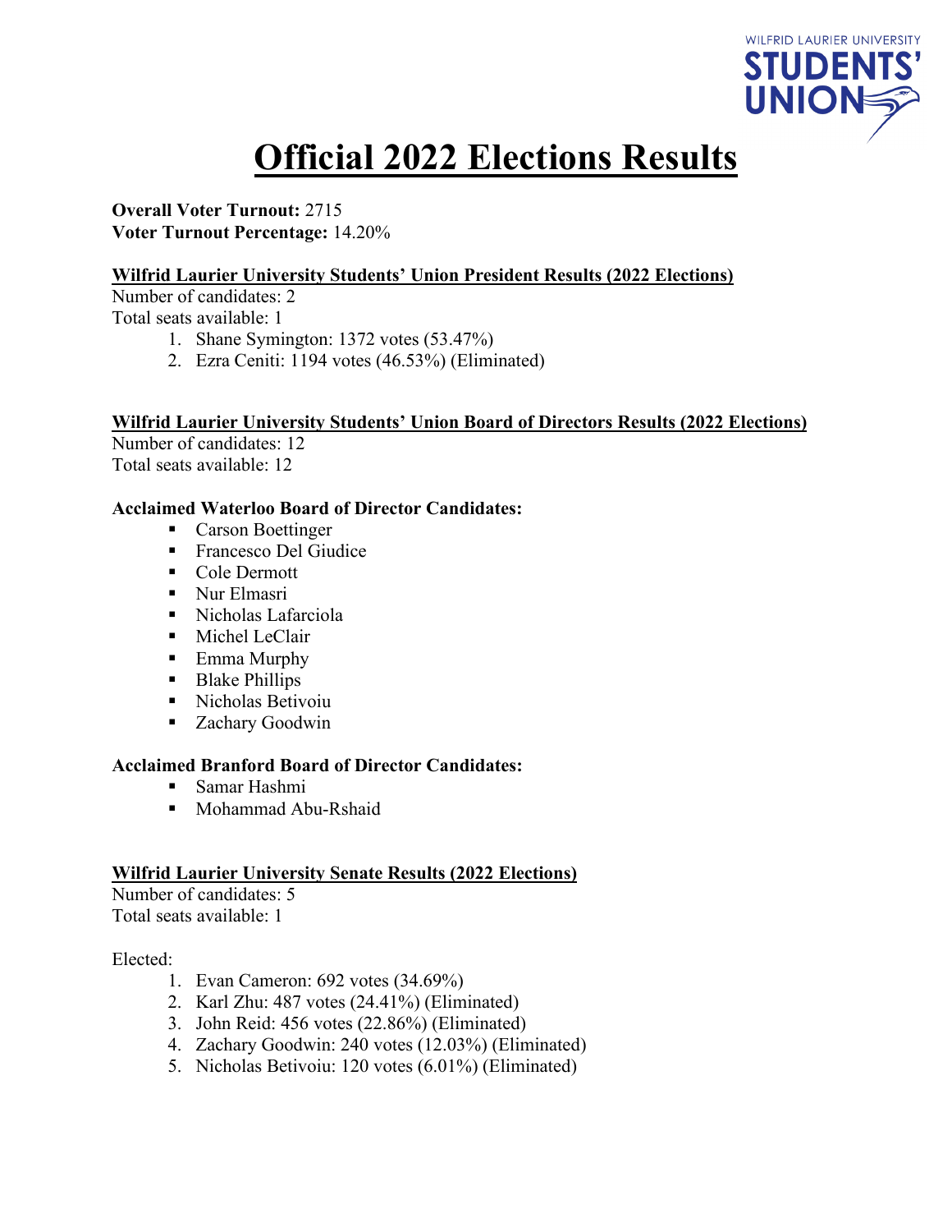# Official 2022 Elections Results

**Overall Voter Turnout:** 2715
**Voter Turnout Percentage:** 14.20%

## Wilfrid Laurier University Students' Union President Results (2022 Elections)

Number of candidates: 2
Total seats available: 1

1. Shane Symington: 1372 votes (53.47%)
2. Ezra Ceniti: 1194 votes (46.53%) (Eliminated)

## Wilfrid Laurier University Students' Union Board of Directors Results (2022 Elections)

Number of candidates: 12
Total seats available: 12

**Acclaimed Waterloo Board of Director Candidates:**

- Carson Boettinger
- Francesco Del Giudice
- Cole Dermott
- Nur Elmasri
- Nicholas Lafarciola
- Michel LeClair
- Emma Murphy
- Blake Phillips
- Nicholas Betivoiu
- Zachary Goodwin

**Acclaimed Branford Board of Director Candidates:**

- Samar Hashmi
- Mohammad Abu-Rshaid

## Wilfrid Laurier University Senate Results (2022 Elections)

Number of candidates: 5
Total seats available: 1

Elected:

1. Evan Cameron: 692 votes (34.69%)
2. Karl Zhu: 487 votes (24.41%) (Eliminated)
3. John Reid: 456 votes (22.86%) (Eliminated)
4. Zachary Goodwin: 240 votes (12.03%) (Eliminated)
5. Nicholas Betivoiu: 120 votes (6.01%) (Eliminated)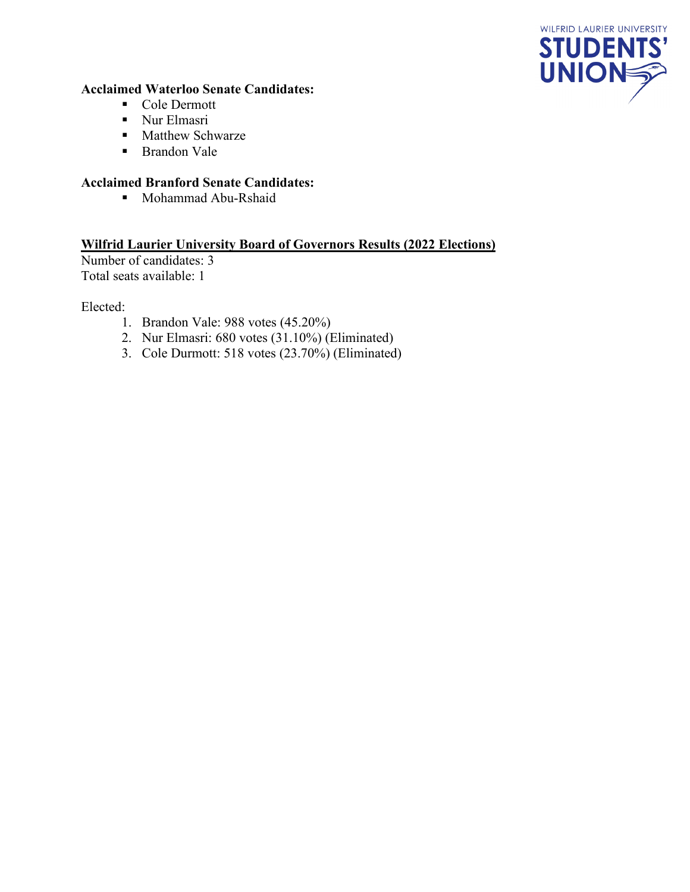**Acclaimed Waterloo Senate Candidates:**

- Cole Dermott
- Nur Elmasri
- Matthew Schwarze
- Brandon Vale

**Acclaimed Branford Senate Candidates:**

- Mohammad Abu-Rshaid

**<u>Wilfrid Laurier University Board of Governors Results (2022 Elections)</u>**

Number of candidates: 3
Total seats available: 1

Elected:

1. Brandon Vale: 988 votes (45.20%)
2. Nur Elmasri: 680 votes (31.10%) (Eliminated)
3. Cole Durmott: 518 votes (23.70%) (Eliminated)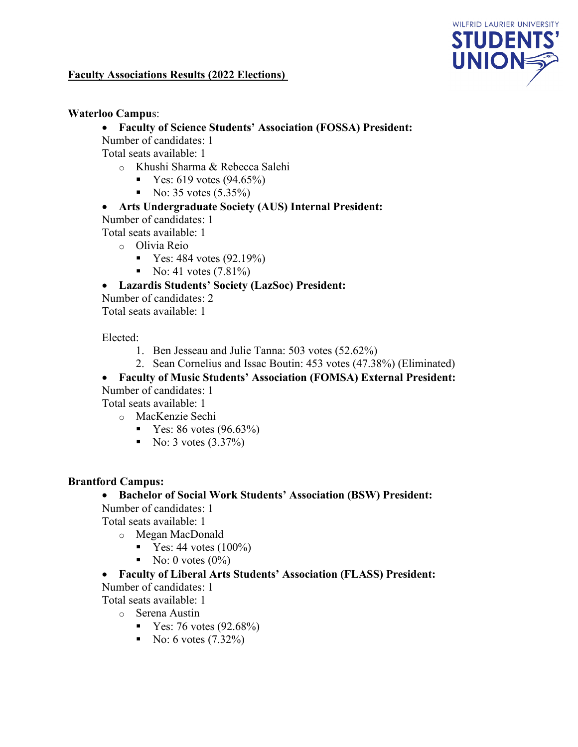## Faculty Associations Results (2022 Elections)

**Waterloo Campus**:

- **Faculty of Science Students' Association (FOSSA) President:**
  Number of candidates: 1
  Total seats available: 1
  - Khushi Sharma & Rebecca Salehi
    - Yes: 619 votes (94.65%)
    - No: 35 votes (5.35%)
- **Arts Undergraduate Society (AUS) Internal President:**
  Number of candidates: 1
  Total seats available: 1
  - Olivia Reio
    - Yes: 484 votes (92.19%)
    - No: 41 votes (7.81%)
- **Lazardis Students' Society (LazSoc) President:**
  Number of candidates: 2
  Total seats available: 1

  Elected:
  1. Ben Jesseau and Julie Tanna: 503 votes (52.62%)
  2. Sean Cornelius and Issac Boutin: 453 votes (47.38%) (Eliminated)
- **Faculty of Music Students' Association (FOMSA) External President:**
  Number of candidates: 1
  Total seats available: 1
  - MacKenzie Sechi
    - Yes: 86 votes (96.63%)
    - No: 3 votes (3.37%)

**Brantford Campus:**

- **Bachelor of Social Work Students' Association (BSW) President:**
  Number of candidates: 1
  Total seats available: 1
  - Megan MacDonald
    - Yes: 44 votes (100%)
    - No: 0 votes (0%)
- **Faculty of Liberal Arts Students' Association (FLASS) President:**
  Number of candidates: 1
  Total seats available: 1
  - Serena Austin
    - Yes: 76 votes (92.68%)
    - No: 6 votes (7.32%)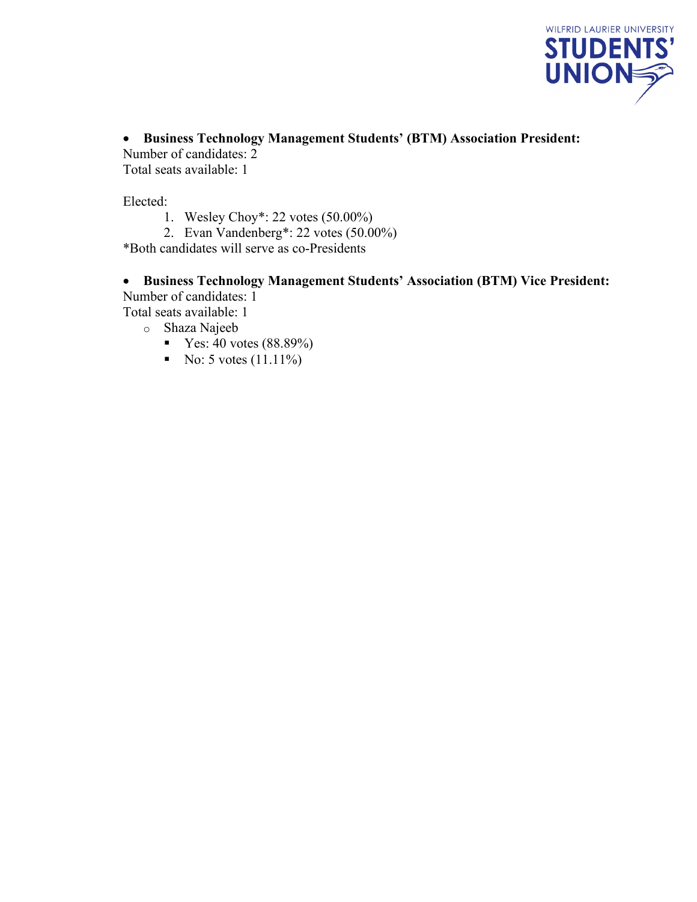- **Business Technology Management Students' (BTM) Association President:**

Number of candidates: 2
Total seats available: 1

Elected:

1. Wesley Choy*: 22 votes (50.00%)
2. Evan Vandenberg*: 22 votes (50.00%)

*Both candidates will serve as co-Presidents

- **Business Technology Management Students' Association (BTM) Vice President:**

Number of candidates: 1
Total seats available: 1

  - Shaza Najeeb
    - Yes: 40 votes (88.89%)
    - No: 5 votes (11.11%)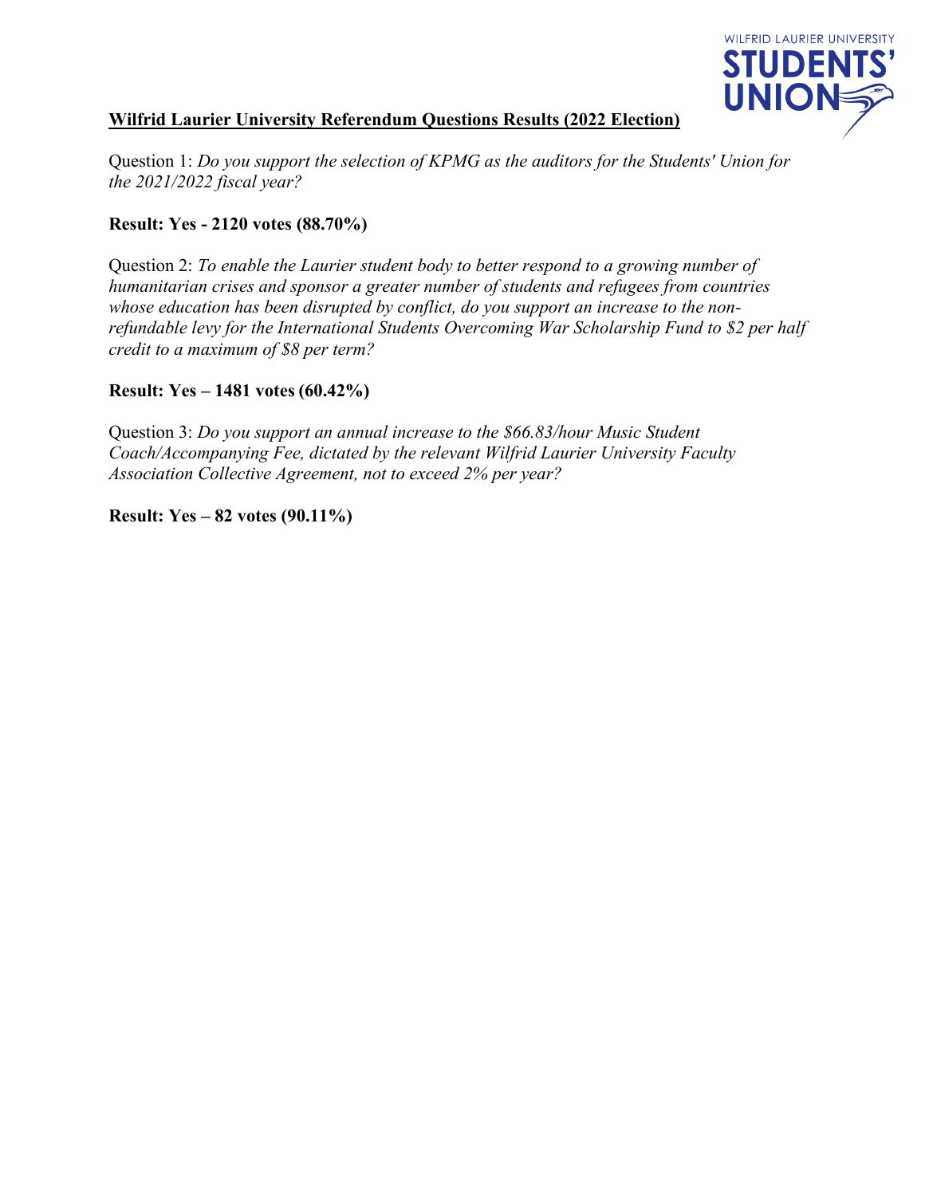**Wilfrid Laurier University Referendum Questions Results (2022 Election)**

Question 1: *Do you support the selection of KPMG as the auditors for the Students' Union for the 2021/2022 fiscal year?*

**Result: Yes - 2120 votes (88.70%)**

Question 2: *To enable the Laurier student body to better respond to a growing number of humanitarian crises and sponsor a greater number of students and refugees from countries whose education has been disrupted by conflict, do you support an increase to the non-refundable levy for the International Students Overcoming War Scholarship Fund to $2 per half credit to a maximum of $8 per term?*

**Result: Yes – 1481 votes (60.42%)**

Question 3: *Do you support an annual increase to the $66.83/hour Music Student Coach/Accompanying Fee, dictated by the relevant Wilfrid Laurier University Faculty Association Collective Agreement, not to exceed 2% per year?*

**Result: Yes – 82 votes (90.11%)**